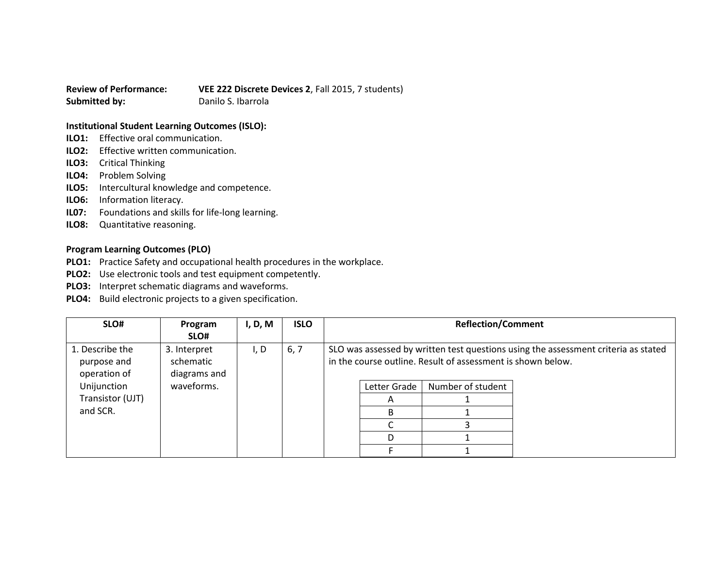**Review of Performance:** **VEE 222 Discrete Devices 2**, Fall 2015, 7 students)
**Submitted by:** Danilo S. Ibarrola

**Institutional Student Learning Outcomes (ISLO):**

**ILO1:** Effective oral communication.
**ILO2:** Effective written communication.
**ILO3:** Critical Thinking
**ILO4:** Problem Solving
**ILO5:** Intercultural knowledge and competence.
**ILO6:** Information literacy.
**IL07:** Foundations and skills for life-long learning.
**ILO8:** Quantitative reasoning.

**Program Learning Outcomes (PLO)**

**PLO1:** Practice Safety and occupational health procedures in the workplace.
**PLO2:** Use electronic tools and test equipment competently.
**PLO3:** Interpret schematic diagrams and waveforms.
**PLO4:** Build electronic projects to a given specification.

| SLO# | Program SLO# | I, D, M | ISLO | Reflection/Comment |
|---|---|---|---|---|
| 1. Describe the purpose and operation of Unijunction Transistor (UJT) and SCR. | 3. Interpret schematic diagrams and waveforms. | I, D | 6, 7 | SLO was assessed by written test questions using the assessment criteria as stated in the course outline. Result of assessment is shown below. |

| Letter Grade | Number of student |
|---|---|
| A | 1 |
| B | 1 |
| C | 3 |
| D | 1 |
| F | 1 |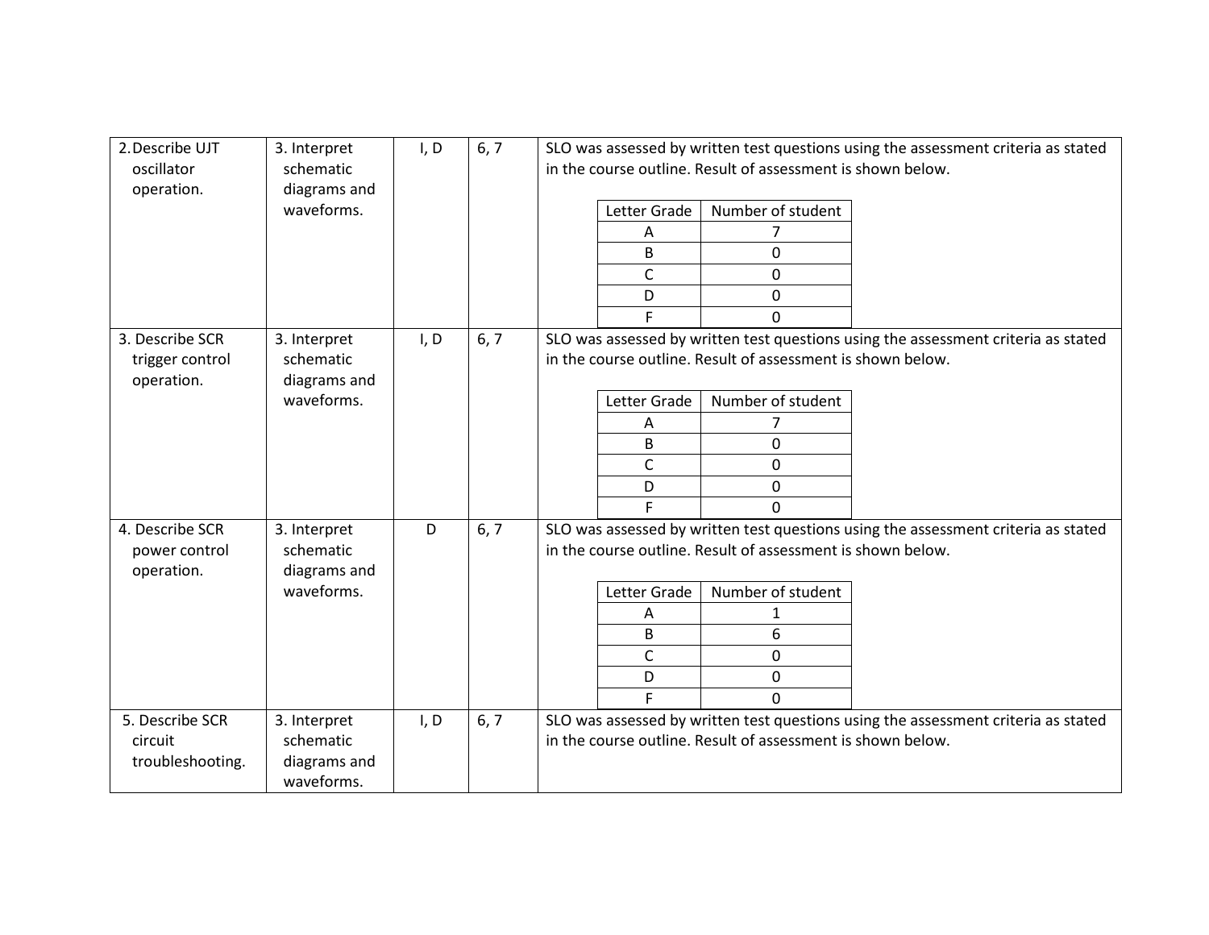| | | | | |
|---|---|---|---|---|
| 2. Describe UJT oscillator operation. | 3. Interpret schematic diagrams and waveforms. | I, D | 6, 7 | SLO was assessed by written test questions using the assessment criteria as stated in the course outline. Result of assessment is shown below.<br><br>Letter Grade: Number of student<br>A: 7<br>B: 0<br>C: 0<br>D: 0<br>F: 0 |
| 3. Describe SCR trigger control operation. | 3. Interpret schematic diagrams and waveforms. | I, D | 6, 7 | SLO was assessed by written test questions using the assessment criteria as stated in the course outline. Result of assessment is shown below.<br><br>Letter Grade: Number of student<br>A: 7<br>B: 0<br>C: 0<br>D: 0<br>F: 0 |
| 4. Describe SCR power control operation. | 3. Interpret schematic diagrams and waveforms. | D | 6, 7 | SLO was assessed by written test questions using the assessment criteria as stated in the course outline. Result of assessment is shown below.<br><br>Letter Grade: Number of student<br>A: 1<br>B: 6<br>C: 0<br>D: 0<br>F: 0 |
| 5. Describe SCR circuit troubleshooting. | 3. Interpret schematic diagrams and waveforms. | I, D | 6, 7 | SLO was assessed by written test questions using the assessment criteria as stated in the course outline. Result of assessment is shown below. |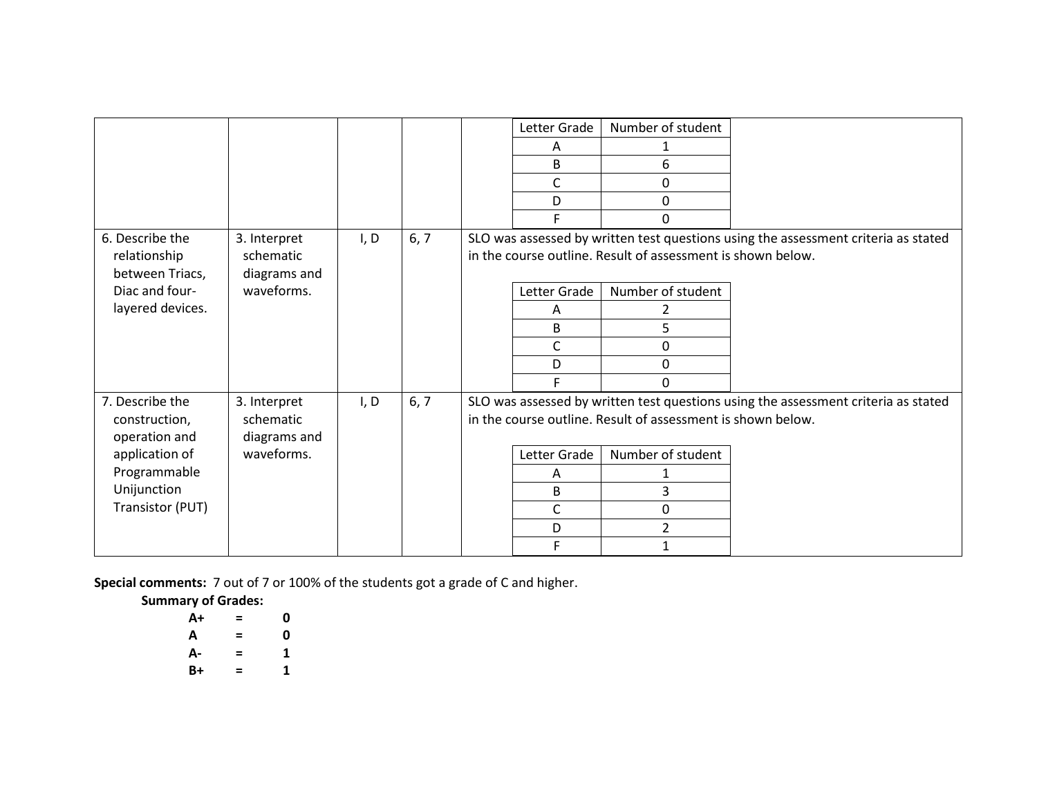| | | | | |
|---|---|---|---|---|
| | | | | <table><tr><th>Letter Grade</th><th>Number of student</th></tr><tr><td>A</td><td>1</td></tr><tr><td>B</td><td>6</td></tr><tr><td>C</td><td>0</td></tr><tr><td>D</td><td>0</td></tr><tr><td>F</td><td>0</td></tr></table> |
| 6. Describe the relationship between Triacs, Diac and four-layered devices. | 3. Interpret schematic diagrams and waveforms. | I, D | 6, 7 | SLO was assessed by written test questions using the assessment criteria as stated in the course outline. Result of assessment is shown below.<br><table><tr><th>Letter Grade</th><th>Number of student</th></tr><tr><td>A</td><td>2</td></tr><tr><td>B</td><td>5</td></tr><tr><td>C</td><td>0</td></tr><tr><td>D</td><td>0</td></tr><tr><td>F</td><td>0</td></tr></table> |
| 7. Describe the construction, operation and application of Programmable Unijunction Transistor (PUT) | 3. Interpret schematic diagrams and waveforms. | I, D | 6, 7 | SLO was assessed by written test questions using the assessment criteria as stated in the course outline. Result of assessment is shown below.<br><table><tr><th>Letter Grade</th><th>Number of student</th></tr><tr><td>A</td><td>1</td></tr><tr><td>B</td><td>3</td></tr><tr><td>C</td><td>0</td></tr><tr><td>D</td><td>2</td></tr><tr><td>F</td><td>1</td></tr></table> |

**Special comments:** 7 out of 7 or 100% of the students got a grade of C and higher.

**Summary of Grades:**

| | | |
|---|---|---|
| **A+** | **=** | **0** |
| **A** | **=** | **0** |
| **A-** | **=** | **1** |
| **B+** | **=** | **1** |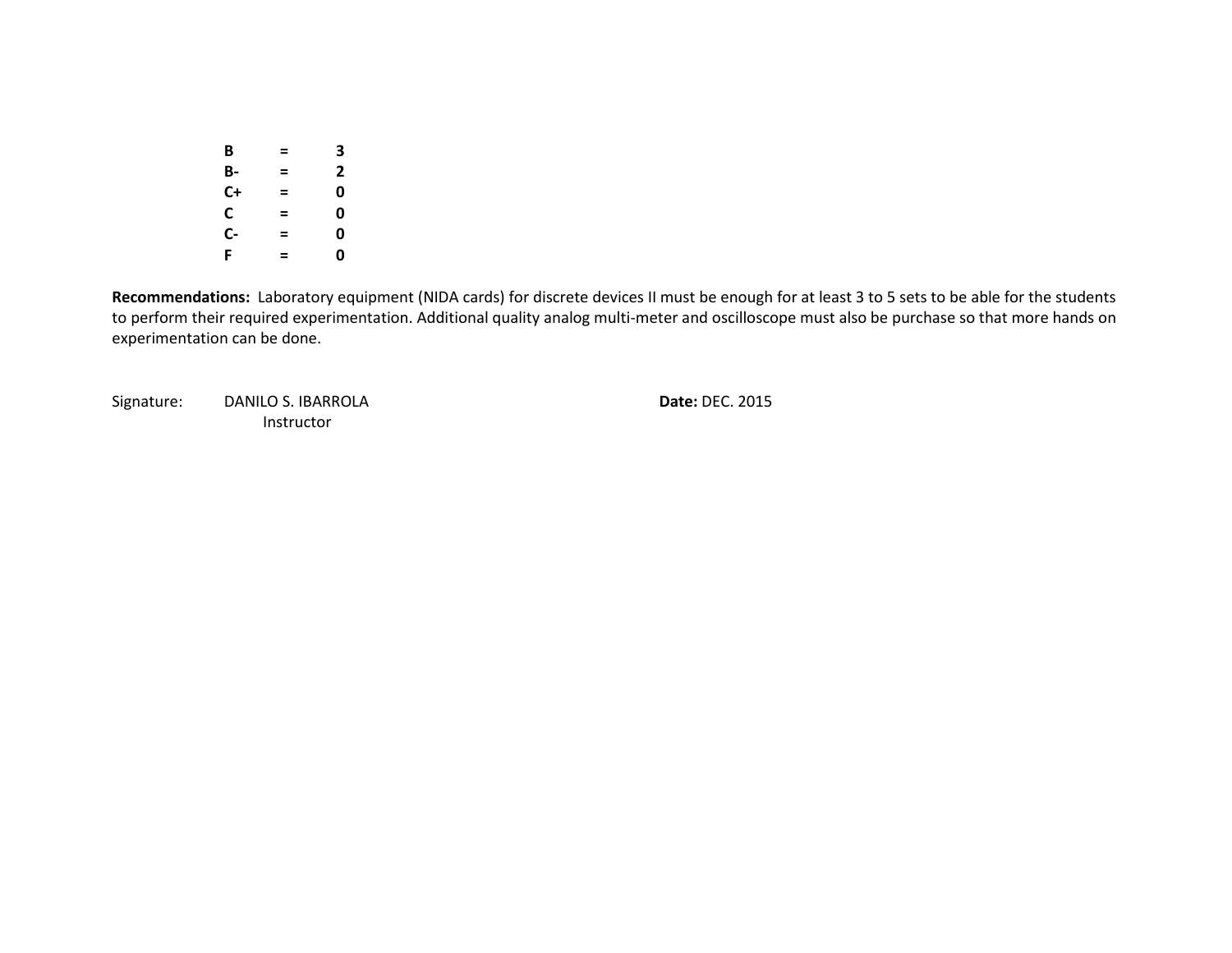| | | |
|---|---|---|
| **B** | **=** | **3** |
| **B-** | **=** | **2** |
| **C+** | **=** | **0** |
| **C** | **=** | **0** |
| **C-** | **=** | **0** |
| **F** | **=** | **0** |

**Recommendations:** Laboratory equipment (NIDA cards) for discrete devices II must be enough for at least 3 to 5 sets to be able for the students to perform their required experimentation. Additional quality analog multi-meter and oscilloscope must also be purchase so that more hands on experimentation can be done.

Signature: DANILO S. IBARROLA
Instructor

**Date:** DEC. 2015